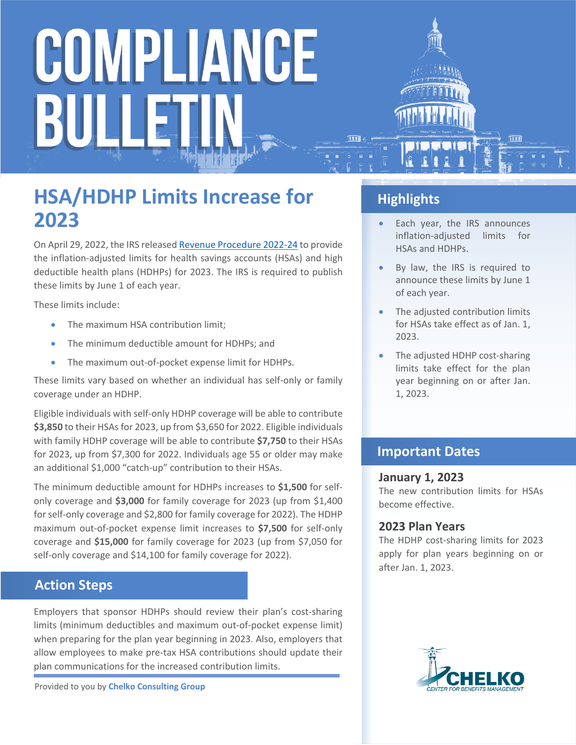# COMPLIANCE BULLETIN

## HSA/HDHP Limits Increase for 2023

On April 29, 2022, the IRS released [Revenue Procedure 2022-24] to provide the inflation-adjusted limits for health savings accounts (HSAs) and high deductible health plans (HDHPs) for 2023. The IRS is required to publish these limits by June 1 of each year.

These limits include:

- The maximum HSA contribution limit;
- The minimum deductible amount for HDHPs; and
- The maximum out-of-pocket expense limit for HDHPs.

These limits vary based on whether an individual has self-only or family coverage under an HDHP.

Eligible individuals with self-only HDHP coverage will be able to contribute **$3,850** to their HSAs for 2023, up from $3,650 for 2022. Eligible individuals with family HDHP coverage will be able to contribute **$7,750** to their HSAs for 2023, up from $7,300 for 2022. Individuals age 55 or older may make an additional $1,000 "catch-up" contribution to their HSAs.

The minimum deductible amount for HDHPs increases to **$1,500** for self-only coverage and **$3,000** for family coverage for 2023 (up from $1,400 for self-only coverage and $2,800 for family coverage for 2022). The HDHP maximum out-of-pocket expense limit increases to **$7,500** for self-only coverage and **$15,000** for family coverage for 2023 (up from $7,050 for self-only coverage and $14,100 for family coverage for 2022).

## Action Steps

Employers that sponsor HDHPs should review their plan's cost-sharing limits (minimum deductibles and maximum out-of-pocket expense limit) when preparing for the plan year beginning in 2023. Also, employers that allow employees to make pre-tax HSA contributions should update their plan communications for the increased contribution limits.

Provided to you by **Chelko Consulting Group**

## Highlights

- Each year, the IRS announces inflation-adjusted limits for HSAs and HDHPs.
- By law, the IRS is required to announce these limits by June 1 of each year.
- The adjusted contribution limits for HSAs take effect as of Jan. 1, 2023.
- The adjusted HDHP cost-sharing limits take effect for the plan year beginning on or after Jan. 1, 2023.

## Important Dates

### January 1, 2023

The new contribution limits for HSAs become effective.

### 2023 Plan Years

The HDHP cost-sharing limits for 2023 apply for plan years beginning on or after Jan. 1, 2023.

CHELKO
CENTER FOR BENEFITS MANAGEMENT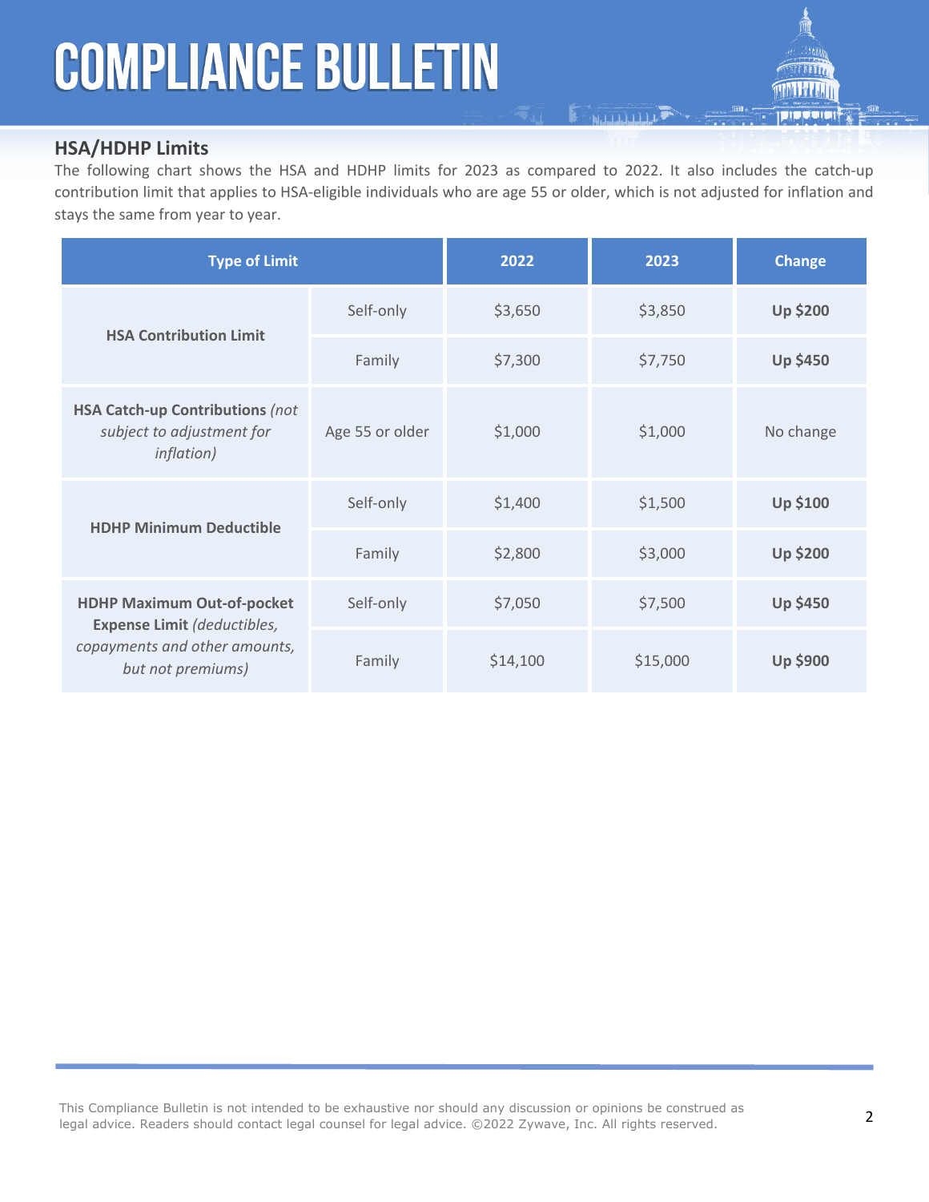# COMPLIANCE BULLETIN

## HSA/HDHP Limits

The following chart shows the HSA and HDHP limits for 2023 as compared to 2022. It also includes the catch-up contribution limit that applies to HSA-eligible individuals who are age 55 or older, which is not adjusted for inflation and stays the same from year to year.

| Type of Limit | | 2022 | 2023 | Change |
|---|---|---|---|---|
| **HSA Contribution Limit** | Self-only | $3,650 | $3,850 | **Up $200** |
| | Family | $7,300 | $7,750 | **Up $450** |
| **HSA Catch-up Contributions** *(not subject to adjustment for inflation)* | Age 55 or older | $1,000 | $1,000 | No change |
| **HDHP Minimum Deductible** | Self-only | $1,400 | $1,500 | **Up $100** |
| | Family | $2,800 | $3,000 | **Up $200** |
| **HDHP Maximum Out-of-pocket Expense Limit** *(deductibles, copayments and other amounts, but not premiums)* | Self-only | $7,050 | $7,500 | **Up $450** |
| | Family | $14,100 | $15,000 | **Up $900** |

This Compliance Bulletin is not intended to be exhaustive nor should any discussion or opinions be construed as legal advice. Readers should contact legal counsel for legal advice. ©2022 Zywave, Inc. All rights reserved.